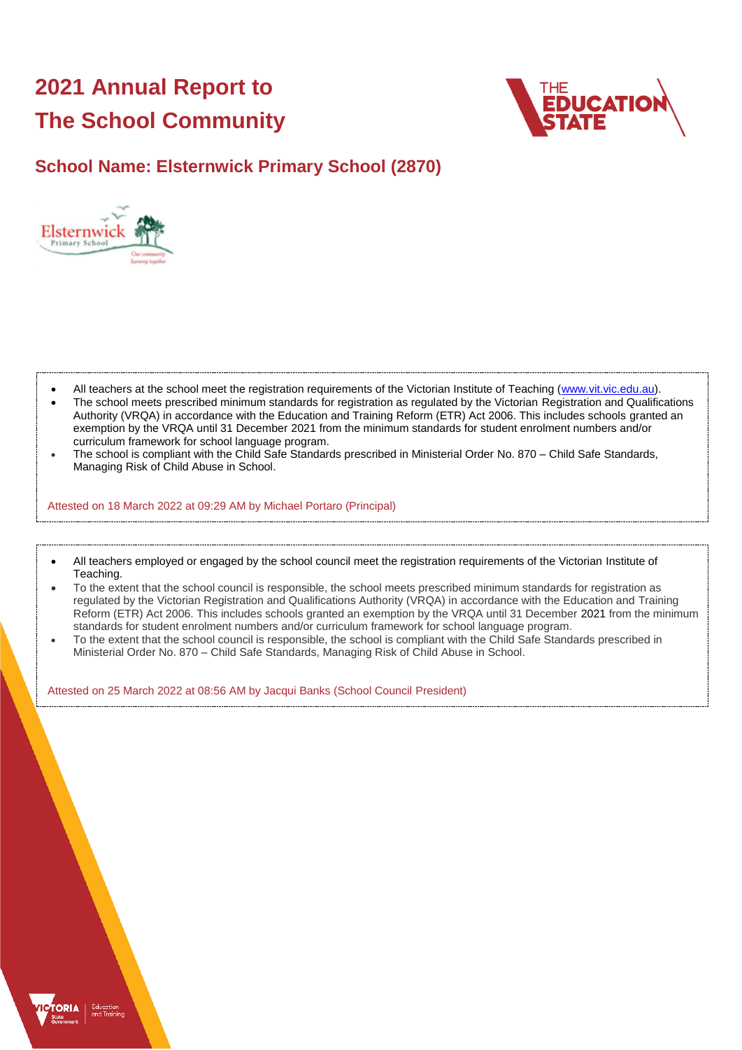# 2021 Annual Report to The School Community

## School Name: Elsternwick Primary School (2870)

- All teachers at the school meet the registration requirements of the Victorian Institute of Teaching (www.vit.vic.edu.au).
- The school meets prescribed minimum standards for registration as regulated by the Victorian Registration and Qualifications Authority (VRQA) in accordance with the Education and Training Reform (ETR) Act 2006. This includes schools granted an exemption by the VRQA until 31 December 2021 from the minimum standards for student enrolment numbers and/or curriculum framework for school language program.
- The school is compliant with the Child Safe Standards prescribed in Ministerial Order No. 870 – Child Safe Standards, Managing Risk of Child Abuse in School.

Attested on 18 March 2022 at 09:29 AM by Michael Portaro (Principal)

- All teachers employed or engaged by the school council meet the registration requirements of the Victorian Institute of Teaching.
- To the extent that the school council is responsible, the school meets prescribed minimum standards for registration as regulated by the Victorian Registration and Qualifications Authority (VRQA) in accordance with the Education and Training Reform (ETR) Act 2006. This includes schools granted an exemption by the VRQA until 31 December 2021 from the minimum standards for student enrolment numbers and/or curriculum framework for school language program.
- To the extent that the school council is responsible, the school is compliant with the Child Safe Standards prescribed in Ministerial Order No. 870 – Child Safe Standards, Managing Risk of Child Abuse in School.

Attested on 25 March 2022 at 08:56 AM by Jacqui Banks (School Council President)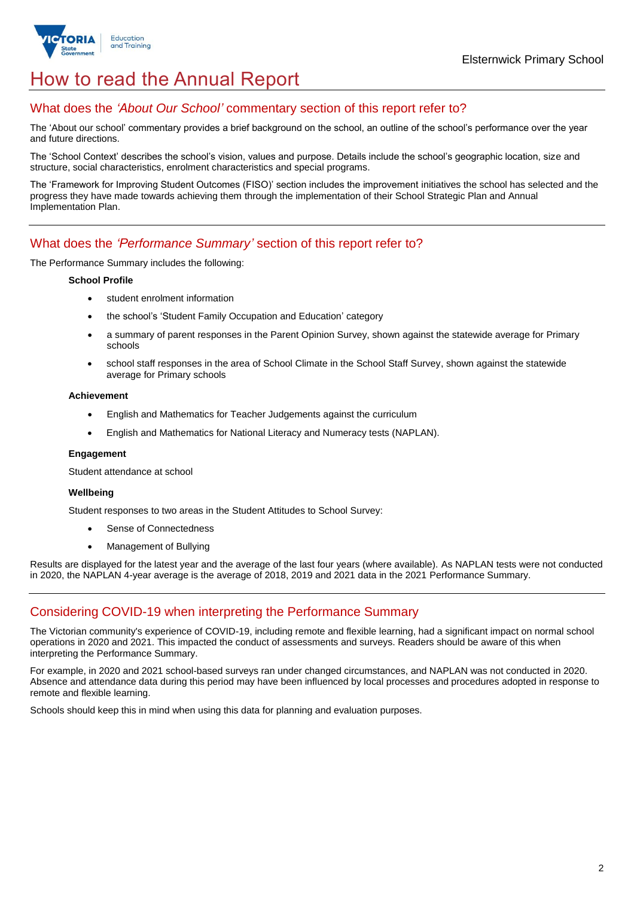# How to read the Annual Report

## What does the *'About Our School'* commentary section of this report refer to?

The 'About our school' commentary provides a brief background on the school, an outline of the school's performance over the year and future directions.

The 'School Context' describes the school's vision, values and purpose. Details include the school's geographic location, size and structure, social characteristics, enrolment characteristics and special programs.

The 'Framework for Improving Student Outcomes (FISO)' section includes the improvement initiatives the school has selected and the progress they have made towards achieving them through the implementation of their School Strategic Plan and Annual Implementation Plan.

## What does the *'Performance Summary'* section of this report refer to?

The Performance Summary includes the following:

**School Profile**

- student enrolment information
- the school's 'Student Family Occupation and Education' category
- a summary of parent responses in the Parent Opinion Survey, shown against the statewide average for Primary schools
- school staff responses in the area of School Climate in the School Staff Survey, shown against the statewide average for Primary schools

**Achievement**

- English and Mathematics for Teacher Judgements against the curriculum
- English and Mathematics for National Literacy and Numeracy tests (NAPLAN).

**Engagement**

Student attendance at school

**Wellbeing**

Student responses to two areas in the Student Attitudes to School Survey:

- Sense of Connectedness
- Management of Bullying

Results are displayed for the latest year and the average of the last four years (where available). As NAPLAN tests were not conducted in 2020, the NAPLAN 4-year average is the average of 2018, 2019 and 2021 data in the 2021 Performance Summary.

## Considering COVID-19 when interpreting the Performance Summary

The Victorian community's experience of COVID-19, including remote and flexible learning, had a significant impact on normal school operations in 2020 and 2021. This impacted the conduct of assessments and surveys. Readers should be aware of this when interpreting the Performance Summary.

For example, in 2020 and 2021 school-based surveys ran under changed circumstances, and NAPLAN was not conducted in 2020. Absence and attendance data during this period may have been influenced by local processes and procedures adopted in response to remote and flexible learning.

Schools should keep this in mind when using this data for planning and evaluation purposes.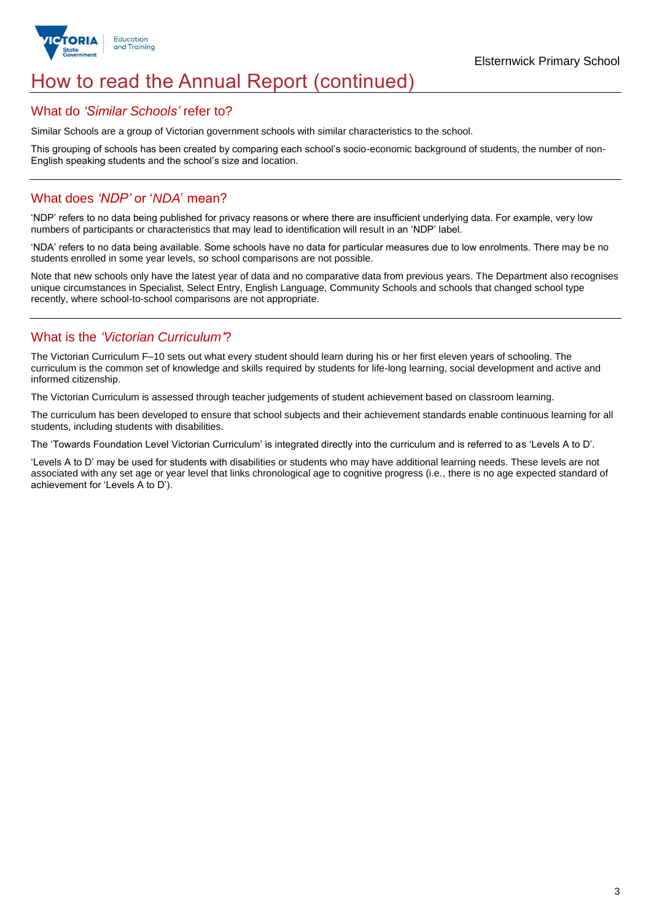# How to read the Annual Report (continued)

## What do *'Similar Schools'* refer to?

Similar Schools are a group of Victorian government schools with similar characteristics to the school.

This grouping of schools has been created by comparing each school's socio-economic background of students, the number of non-English speaking students and the school's size and location.

## What does *'NDP'* or '*NDA*' mean?

'NDP' refers to no data being published for privacy reasons or where there are insufficient underlying data. For example, very low numbers of participants or characteristics that may lead to identification will result in an 'NDP' label.

'NDA' refers to no data being available. Some schools have no data for particular measures due to low enrolments. There may be no students enrolled in some year levels, so school comparisons are not possible.

Note that new schools only have the latest year of data and no comparative data from previous years. The Department also recognises unique circumstances in Specialist, Select Entry, English Language, Community Schools and schools that changed school type recently, where school-to-school comparisons are not appropriate.

## What is the *'Victorian Curriculum'*?

The Victorian Curriculum F–10 sets out what every student should learn during his or her first eleven years of schooling. The curriculum is the common set of knowledge and skills required by students for life-long learning, social development and active and informed citizenship.

The Victorian Curriculum is assessed through teacher judgements of student achievement based on classroom learning.

The curriculum has been developed to ensure that school subjects and their achievement standards enable continuous learning for all students, including students with disabilities.

The 'Towards Foundation Level Victorian Curriculum' is integrated directly into the curriculum and is referred to as 'Levels A to D'.

'Levels A to D' may be used for students with disabilities or students who may have additional learning needs. These levels are not associated with any set age or year level that links chronological age to cognitive progress (i.e., there is no age expected standard of achievement for 'Levels A to D').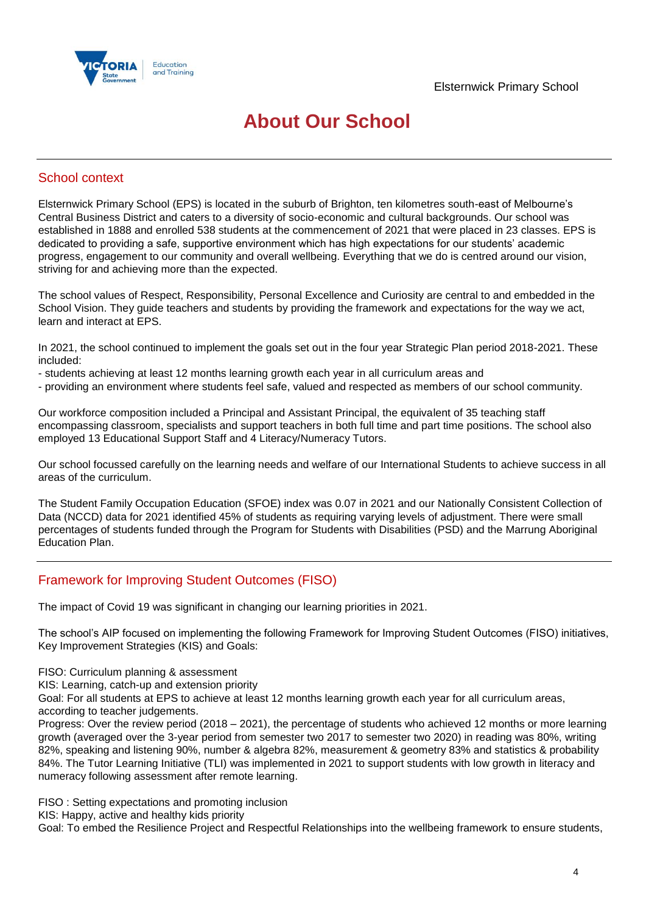# About Our School

## School context

Elsternwick Primary School (EPS) is located in the suburb of Brighton, ten kilometres south-east of Melbourne's Central Business District and caters to a diversity of socio-economic and cultural backgrounds. Our school was established in 1888 and enrolled 538 students at the commencement of 2021 that were placed in 23 classes. EPS is dedicated to providing a safe, supportive environment which has high expectations for our students' academic progress, engagement to our community and overall wellbeing. Everything that we do is centred around our vision, striving for and achieving more than the expected.

The school values of Respect, Responsibility, Personal Excellence and Curiosity are central to and embedded in the School Vision. They guide teachers and students by providing the framework and expectations for the way we act, learn and interact at EPS.

In 2021, the school continued to implement the goals set out in the four year Strategic Plan period 2018-2021. These included:

- students achieving at least 12 months learning growth each year in all curriculum areas and
- providing an environment where students feel safe, valued and respected as members of our school community.

Our workforce composition included a Principal and Assistant Principal, the equivalent of 35 teaching staff encompassing classroom, specialists and support teachers in both full time and part time positions. The school also employed 13 Educational Support Staff and 4 Literacy/Numeracy Tutors.

Our school focussed carefully on the learning needs and welfare of our International Students to achieve success in all areas of the curriculum.

The Student Family Occupation Education (SFOE) index was 0.07 in 2021 and our Nationally Consistent Collection of Data (NCCD) data for 2021 identified 45% of students as requiring varying levels of adjustment. There were small percentages of students funded through the Program for Students with Disabilities (PSD) and the Marrung Aboriginal Education Plan.

## Framework for Improving Student Outcomes (FISO)

The impact of Covid 19 was significant in changing our learning priorities in 2021.

The school's AIP focused on implementing the following Framework for Improving Student Outcomes (FISO) initiatives, Key Improvement Strategies (KIS) and Goals:

FISO: Curriculum planning & assessment
KIS: Learning, catch-up and extension priority
Goal: For all students at EPS to achieve at least 12 months learning growth each year for all curriculum areas, according to teacher judgements.
Progress: Over the review period (2018 – 2021), the percentage of students who achieved 12 months or more learning growth (averaged over the 3-year period from semester two 2017 to semester two 2020) in reading was 80%, writing 82%, speaking and listening 90%, number & algebra 82%, measurement & geometry 83% and statistics & probability 84%. The Tutor Learning Initiative (TLI) was implemented in 2021 to support students with low growth in literacy and numeracy following assessment after remote learning.

FISO : Setting expectations and promoting inclusion
KIS: Happy, active and healthy kids priority
Goal: To embed the Resilience Project and Respectful Relationships into the wellbeing framework to ensure students,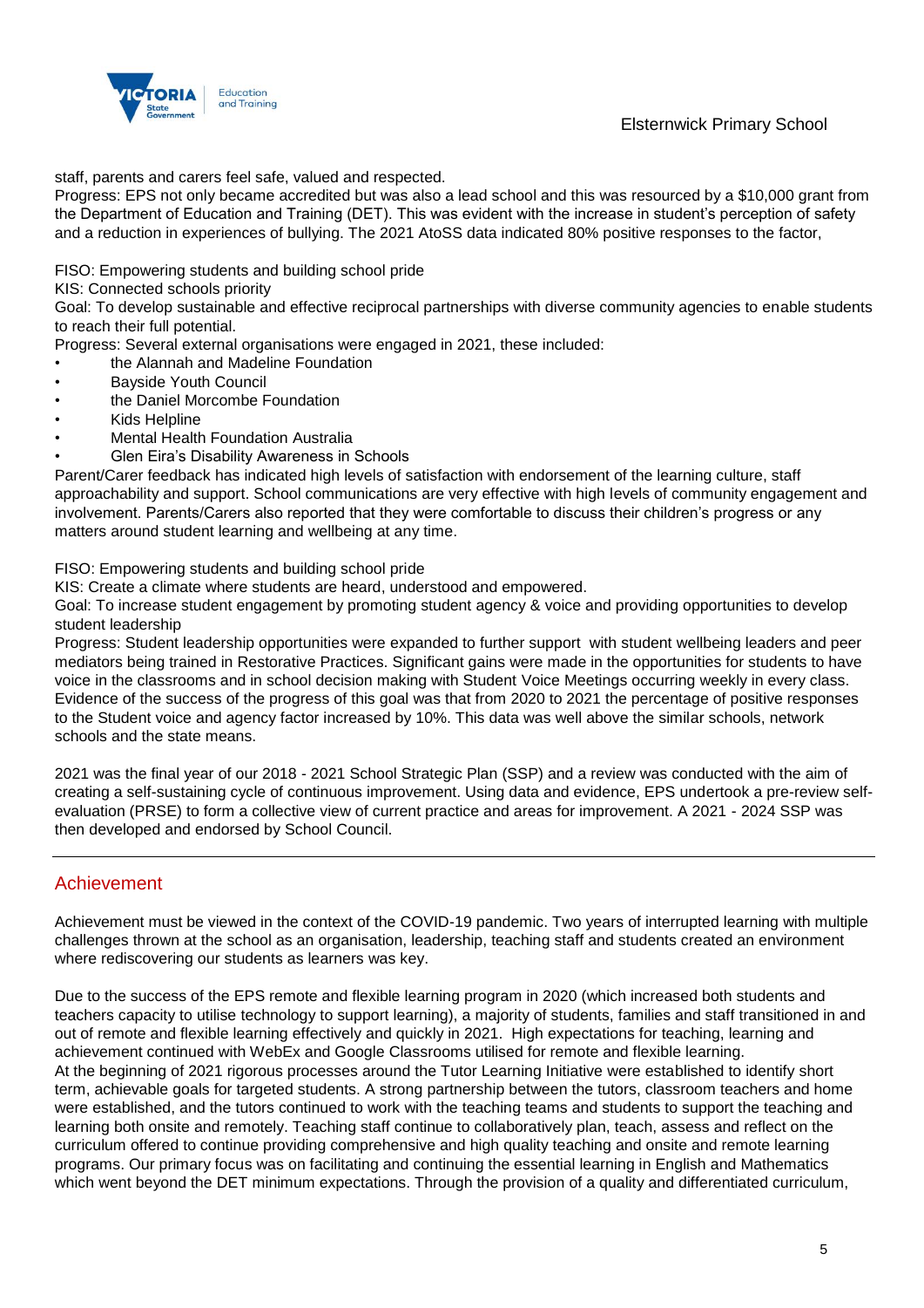staff, parents and carers feel safe, valued and respected.
Progress: EPS not only became accredited but was also a lead school and this was resourced by a $10,000 grant from the Department of Education and Training (DET). This was evident with the increase in student's perception of safety and a reduction in experiences of bullying. The 2021 AtoSS data indicated 80% positive responses to the factor,

FISO: Empowering students and building school pride
KIS: Connected schools priority
Goal: To develop sustainable and effective reciprocal partnerships with diverse community agencies to enable students to reach their full potential.
Progress: Several external organisations were engaged in 2021, these included:

- the Alannah and Madeline Foundation
- Bayside Youth Council
- the Daniel Morcombe Foundation
- Kids Helpline
- Mental Health Foundation Australia
- Glen Eira's Disability Awareness in Schools

Parent/Carer feedback has indicated high levels of satisfaction with endorsement of the learning culture, staff approachability and support. School communications are very effective with high levels of community engagement and involvement. Parents/Carers also reported that they were comfortable to discuss their children's progress or any matters around student learning and wellbeing at any time.

FISO: Empowering students and building school pride
KIS: Create a climate where students are heard, understood and empowered.
Goal: To increase student engagement by promoting student agency & voice and providing opportunities to develop student leadership
Progress: Student leadership opportunities were expanded to further support with student wellbeing leaders and peer mediators being trained in Restorative Practices. Significant gains were made in the opportunities for students to have voice in the classrooms and in school decision making with Student Voice Meetings occurring weekly in every class. Evidence of the success of the progress of this goal was that from 2020 to 2021 the percentage of positive responses to the Student voice and agency factor increased by 10%. This data was well above the similar schools, network schools and the state means.

2021 was the final year of our 2018 - 2021 School Strategic Plan (SSP) and a review was conducted with the aim of creating a self-sustaining cycle of continuous improvement. Using data and evidence, EPS undertook a pre-review self-evaluation (PRSE) to form a collective view of current practice and areas for improvement. A 2021 - 2024 SSP was then developed and endorsed by School Council.

## Achievement

Achievement must be viewed in the context of the COVID-19 pandemic. Two years of interrupted learning with multiple challenges thrown at the school as an organisation, leadership, teaching staff and students created an environment where rediscovering our students as learners was key.

Due to the success of the EPS remote and flexible learning program in 2020 (which increased both students and teachers capacity to utilise technology to support learning), a majority of students, families and staff transitioned in and out of remote and flexible learning effectively and quickly in 2021. High expectations for teaching, learning and achievement continued with WebEx and Google Classrooms utilised for remote and flexible learning.
At the beginning of 2021 rigorous processes around the Tutor Learning Initiative were established to identify short term, achievable goals for targeted students. A strong partnership between the tutors, classroom teachers and home were established, and the tutors continued to work with the teaching teams and students to support the teaching and learning both onsite and remotely. Teaching staff continue to collaboratively plan, teach, assess and reflect on the curriculum offered to continue providing comprehensive and high quality teaching and onsite and remote learning programs. Our primary focus was on facilitating and continuing the essential learning in English and Mathematics which went beyond the DET minimum expectations. Through the provision of a quality and differentiated curriculum,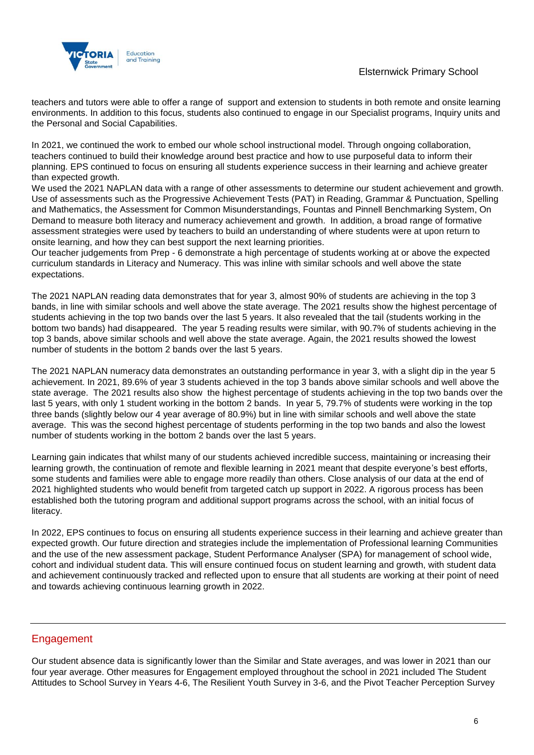teachers and tutors were able to offer a range of support and extension to students in both remote and onsite learning environments. In addition to this focus, students also continued to engage in our Specialist programs, Inquiry units and the Personal and Social Capabilities.

In 2021, we continued the work to embed our whole school instructional model. Through ongoing collaboration, teachers continued to build their knowledge around best practice and how to use purposeful data to inform their planning. EPS continued to focus on ensuring all students experience success in their learning and achieve greater than expected growth.
We used the 2021 NAPLAN data with a range of other assessments to determine our student achievement and growth. Use of assessments such as the Progressive Achievement Tests (PAT) in Reading, Grammar & Punctuation, Spelling and Mathematics, the Assessment for Common Misunderstandings, Fountas and Pinnell Benchmarking System, On Demand to measure both literacy and numeracy achievement and growth. In addition, a broad range of formative assessment strategies were used by teachers to build an understanding of where students were at upon return to onsite learning, and how they can best support the next learning priorities.
Our teacher judgements from Prep - 6 demonstrate a high percentage of students working at or above the expected curriculum standards in Literacy and Numeracy. This was inline with similar schools and well above the state expectations.

The 2021 NAPLAN reading data demonstrates that for year 3, almost 90% of students are achieving in the top 3 bands, in line with similar schools and well above the state average. The 2021 results show the highest percentage of students achieving in the top two bands over the last 5 years. It also revealed that the tail (students working in the bottom two bands) had disappeared. The year 5 reading results were similar, with 90.7% of students achieving in the top 3 bands, above similar schools and well above the state average. Again, the 2021 results showed the lowest number of students in the bottom 2 bands over the last 5 years.

The 2021 NAPLAN numeracy data demonstrates an outstanding performance in year 3, with a slight dip in the year 5 achievement. In 2021, 89.6% of year 3 students achieved in the top 3 bands above similar schools and well above the state average. The 2021 results also show the highest percentage of students achieving in the top two bands over the last 5 years, with only 1 student working in the bottom 2 bands. In year 5, 79.7% of students were working in the top three bands (slightly below our 4 year average of 80.9%) but in line with similar schools and well above the state average. This was the second highest percentage of students performing in the top two bands and also the lowest number of students working in the bottom 2 bands over the last 5 years.

Learning gain indicates that whilst many of our students achieved incredible success, maintaining or increasing their learning growth, the continuation of remote and flexible learning in 2021 meant that despite everyone's best efforts, some students and families were able to engage more readily than others. Close analysis of our data at the end of 2021 highlighted students who would benefit from targeted catch up support in 2022. A rigorous process has been established both the tutoring program and additional support programs across the school, with an initial focus of literacy.

In 2022, EPS continues to focus on ensuring all students experience success in their learning and achieve greater than expected growth. Our future direction and strategies include the implementation of Professional learning Communities and the use of the new assessment package, Student Performance Analyser (SPA) for management of school wide, cohort and individual student data. This will ensure continued focus on student learning and growth, with student data and achievement continuously tracked and reflected upon to ensure that all students are working at their point of need and towards achieving continuous learning growth in 2022.

## Engagement

Our student absence data is significantly lower than the Similar and State averages, and was lower in 2021 than our four year average. Other measures for Engagement employed throughout the school in 2021 included The Student Attitudes to School Survey in Years 4-6, The Resilient Youth Survey in 3-6, and the Pivot Teacher Perception Survey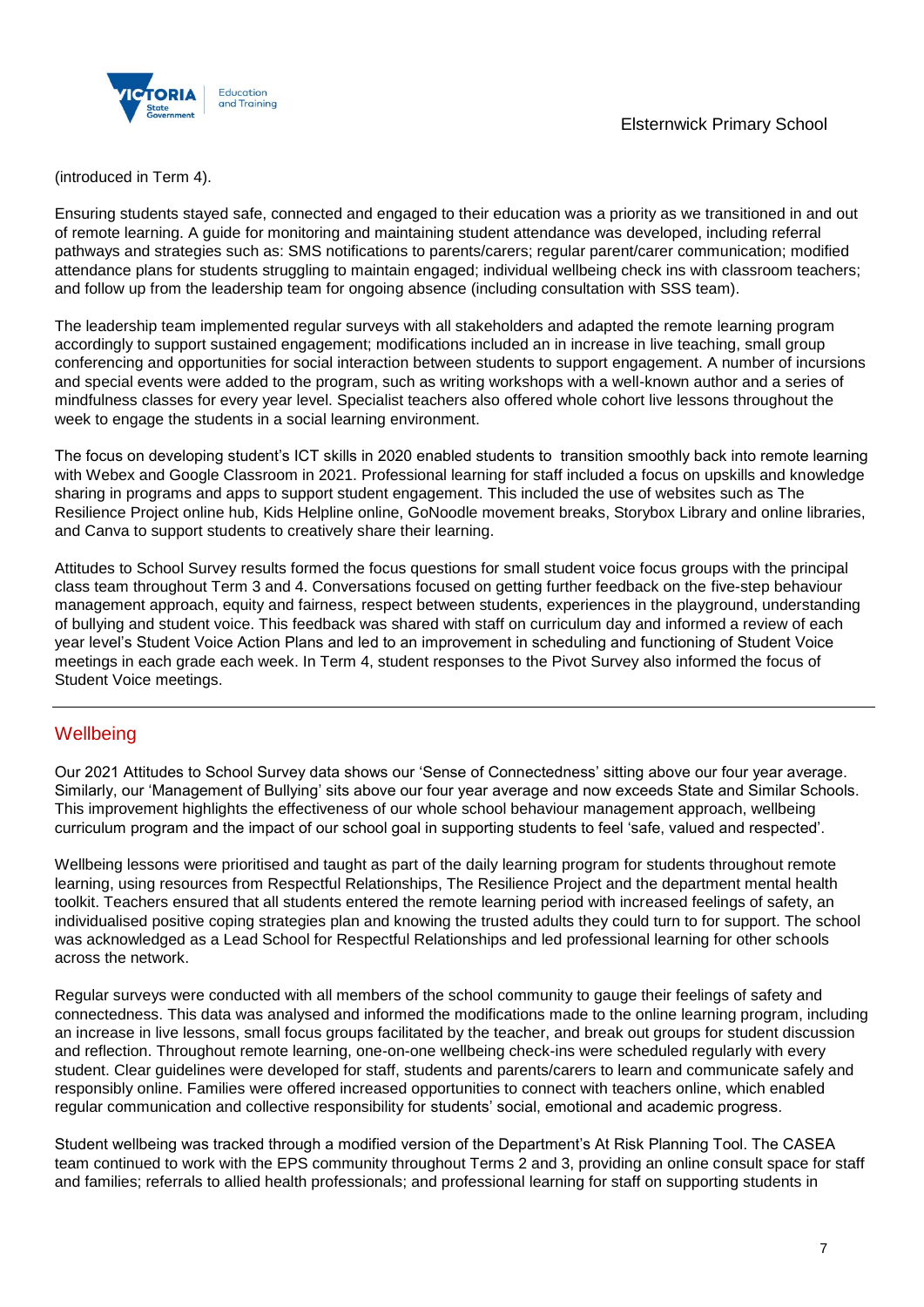(introduced in Term 4).

Ensuring students stayed safe, connected and engaged to their education was a priority as we transitioned in and out of remote learning. A guide for monitoring and maintaining student attendance was developed, including referral pathways and strategies such as: SMS notifications to parents/carers; regular parent/carer communication; modified attendance plans for students struggling to maintain engaged; individual wellbeing check ins with classroom teachers; and follow up from the leadership team for ongoing absence (including consultation with SSS team).

The leadership team implemented regular surveys with all stakeholders and adapted the remote learning program accordingly to support sustained engagement; modifications included an in increase in live teaching, small group conferencing and opportunities for social interaction between students to support engagement. A number of incursions and special events were added to the program, such as writing workshops with a well-known author and a series of mindfulness classes for every year level. Specialist teachers also offered whole cohort live lessons throughout the week to engage the students in a social learning environment.

The focus on developing student's ICT skills in 2020 enabled students to transition smoothly back into remote learning with Webex and Google Classroom in 2021. Professional learning for staff included a focus on upskills and knowledge sharing in programs and apps to support student engagement. This included the use of websites such as The Resilience Project online hub, Kids Helpline online, GoNoodle movement breaks, Storybox Library and online libraries, and Canva to support students to creatively share their learning.

Attitudes to School Survey results formed the focus questions for small student voice focus groups with the principal class team throughout Term 3 and 4. Conversations focused on getting further feedback on the five-step behaviour management approach, equity and fairness, respect between students, experiences in the playground, understanding of bullying and student voice. This feedback was shared with staff on curriculum day and informed a review of each year level's Student Voice Action Plans and led to an improvement in scheduling and functioning of Student Voice meetings in each grade each week. In Term 4, student responses to the Pivot Survey also informed the focus of Student Voice meetings.

## Wellbeing

Our 2021 Attitudes to School Survey data shows our 'Sense of Connectedness' sitting above our four year average. Similarly, our 'Management of Bullying' sits above our four year average and now exceeds State and Similar Schools. This improvement highlights the effectiveness of our whole school behaviour management approach, wellbeing curriculum program and the impact of our school goal in supporting students to feel 'safe, valued and respected'.

Wellbeing lessons were prioritised and taught as part of the daily learning program for students throughout remote learning, using resources from Respectful Relationships, The Resilience Project and the department mental health toolkit. Teachers ensured that all students entered the remote learning period with increased feelings of safety, an individualised positive coping strategies plan and knowing the trusted adults they could turn to for support. The school was acknowledged as a Lead School for Respectful Relationships and led professional learning for other schools across the network.

Regular surveys were conducted with all members of the school community to gauge their feelings of safety and connectedness. This data was analysed and informed the modifications made to the online learning program, including an increase in live lessons, small focus groups facilitated by the teacher, and break out groups for student discussion and reflection. Throughout remote learning, one-on-one wellbeing check-ins were scheduled regularly with every student. Clear guidelines were developed for staff, students and parents/carers to learn and communicate safely and responsibly online. Families were offered increased opportunities to connect with teachers online, which enabled regular communication and collective responsibility for students' social, emotional and academic progress.

Student wellbeing was tracked through a modified version of the Department's At Risk Planning Tool. The CASEA team continued to work with the EPS community throughout Terms 2 and 3, providing an online consult space for staff and families; referrals to allied health professionals; and professional learning for staff on supporting students in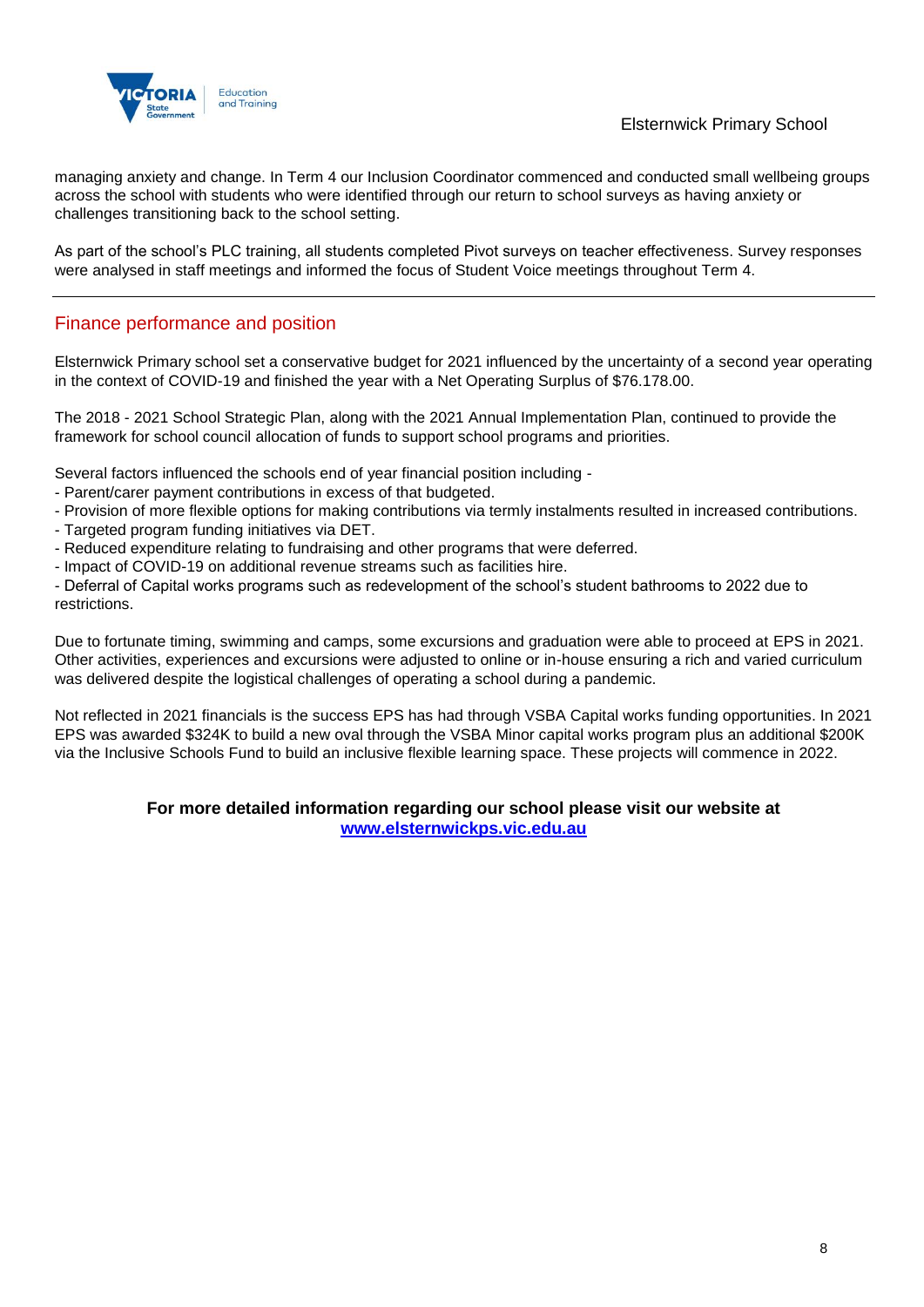managing anxiety and change. In Term 4 our Inclusion Coordinator commenced and conducted small wellbeing groups across the school with students who were identified through our return to school surveys as having anxiety or challenges transitioning back to the school setting.

As part of the school's PLC training, all students completed Pivot surveys on teacher effectiveness. Survey responses were analysed in staff meetings and informed the focus of Student Voice meetings throughout Term 4.

## Finance performance and position

Elsternwick Primary school set a conservative budget for 2021 influenced by the uncertainty of a second year operating in the context of COVID-19 and finished the year with a Net Operating Surplus of $76.178.00.

The 2018 - 2021 School Strategic Plan, along with the 2021 Annual Implementation Plan, continued to provide the framework for school council allocation of funds to support school programs and priorities.

Several factors influenced the schools end of year financial position including -

- Parent/carer payment contributions in excess of that budgeted.
- Provision of more flexible options for making contributions via termly instalments resulted in increased contributions.
- Targeted program funding initiatives via DET.
- Reduced expenditure relating to fundraising and other programs that were deferred.
- Impact of COVID-19 on additional revenue streams such as facilities hire.
- Deferral of Capital works programs such as redevelopment of the school's student bathrooms to 2022 due to restrictions.

Due to fortunate timing, swimming and camps, some excursions and graduation were able to proceed at EPS in 2021. Other activities, experiences and excursions were adjusted to online or in-house ensuring a rich and varied curriculum was delivered despite the logistical challenges of operating a school during a pandemic.

Not reflected in 2021 financials is the success EPS has had through VSBA Capital works funding opportunities. In 2021 EPS was awarded $324K to build a new oval through the VSBA Minor capital works program plus an additional $200K via the Inclusive Schools Fund to build an inclusive flexible learning space. These projects will commence in 2022.

**For more detailed information regarding our school please visit our website at [www.elsternwickps.vic.edu.au](http://www.elsternwickps.vic.edu.au)**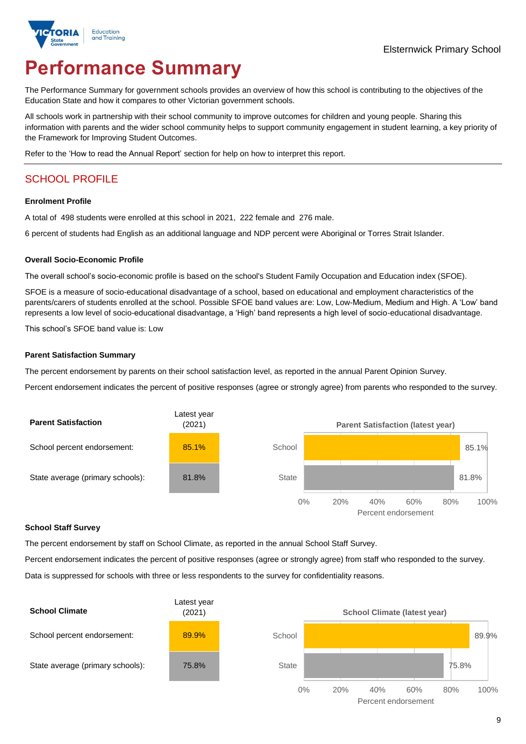Elsternwick Primary School

# Performance Summary

The Performance Summary for government schools provides an overview of how this school is contributing to the objectives of the Education State and how it compares to other Victorian government schools.

All schools work in partnership with their school community to improve outcomes for children and young people. Sharing this information with parents and the wider school community helps to support community engagement in student learning, a key priority of the Framework for Improving Student Outcomes.

Refer to the 'How to read the Annual Report' section for help on how to interpret this report.

## SCHOOL PROFILE

### Enrolment Profile

A total of 498 students were enrolled at this school in 2021, 222 female and 276 male.

6 percent of students had English as an additional language and NDP percent were Aboriginal or Torres Strait Islander.

### Overall Socio-Economic Profile

The overall school's socio-economic profile is based on the school's Student Family Occupation and Education index (SFOE).

SFOE is a measure of socio-educational disadvantage of a school, based on educational and employment characteristics of the parents/carers of students enrolled at the school. Possible SFOE band values are: Low, Low-Medium, Medium and High. A 'Low' band represents a low level of socio-educational disadvantage, a 'High' band represents a high level of socio-educational disadvantage.

This school's SFOE band value is: Low

### Parent Satisfaction Summary

The percent endorsement by parents on their school satisfaction level, as reported in the annual Parent Opinion Survey.

Percent endorsement indicates the percent of positive responses (agree or strongly agree) from parents who responded to the survey.

| Parent Satisfaction | Latest year (2021) |
|---|---|
| School percent endorsement: | 85.1% |
| State average (primary schools): | 81.8% |

### School Staff Survey

The percent endorsement by staff on School Climate, as reported in the annual School Staff Survey.

Percent endorsement indicates the percent of positive responses (agree or strongly agree) from staff who responded to the survey.

Data is suppressed for schools with three or less respondents to the survey for confidentiality reasons.

| School Climate | Latest year (2021) |
|---|---|
| School percent endorsement: | 89.9% |
| State average (primary schools): | 75.8% |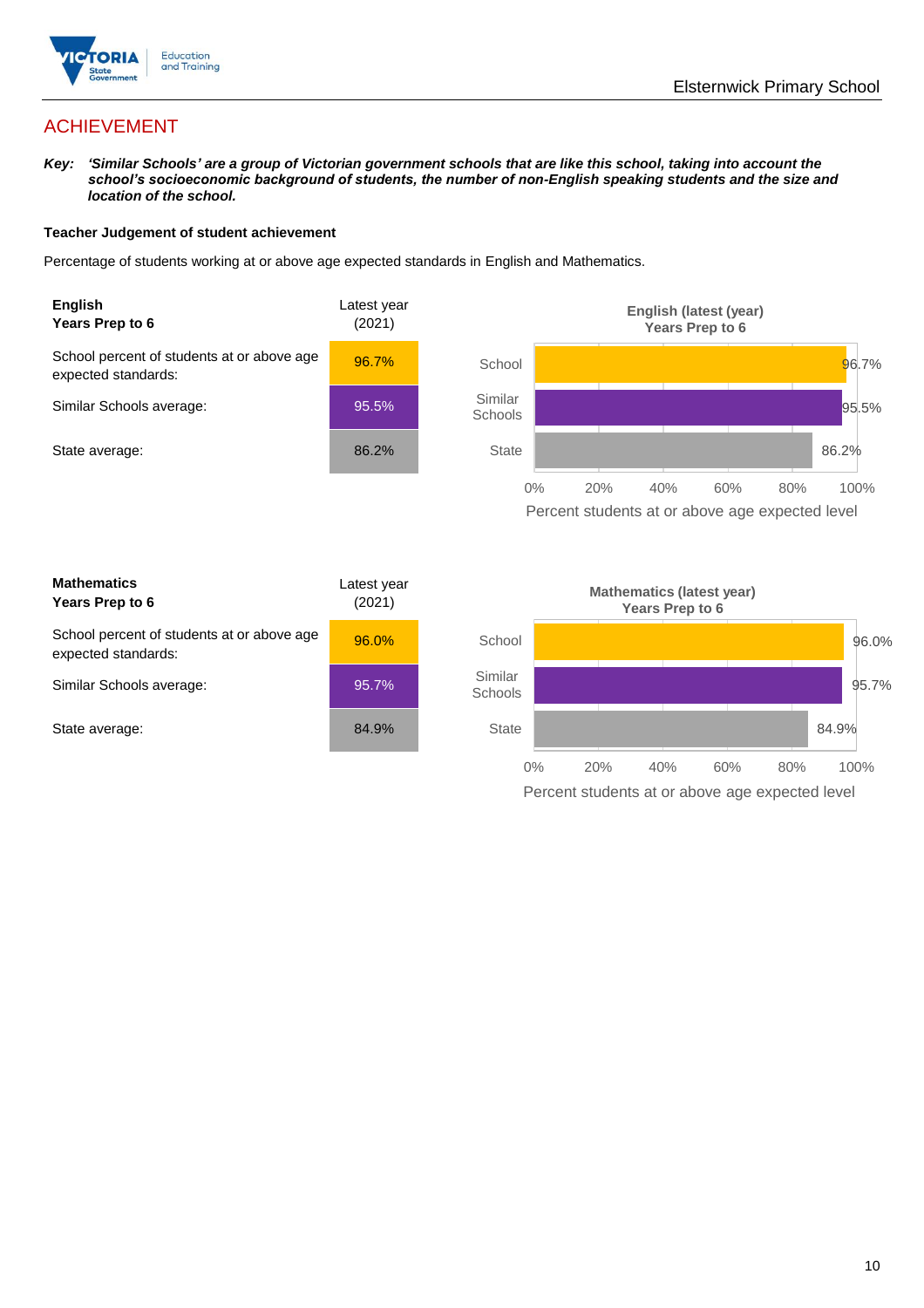# ACHIEVEMENT

***Key:*** ***'Similar Schools' are a group of Victorian government schools that are like this school, taking into account the school's socioeconomic background of students, the number of non-English speaking students and the size and location of the school.***

**Teacher Judgement of student achievement**

Percentage of students working at or above age expected standards in English and Mathematics.

| **English**<br>**Years Prep to 6** | Latest year (2021) |
|---|---|
| School percent of students at or above age expected standards: | 96.7% |
| Similar Schools average: | 95.5% |
| State average: | 86.2% |

**English (latest (year)**
**Years Prep to 6**

| | Percent students at or above age expected level |
|---|---|
| School | 96.7% |
| Similar Schools | 95.5% |
| State | 86.2% |

| **Mathematics**<br>**Years Prep to 6** | Latest year (2021) |
|---|---|
| School percent of students at or above age expected standards: | 96.0% |
| Similar Schools average: | 95.7% |
| State average: | 84.9% |

**Mathematics (latest year)**
**Years Prep to 6**

| | Percent students at or above age expected level |
|---|---|
| School | 96.0% |
| Similar Schools | 95.7% |
| State | 84.9% |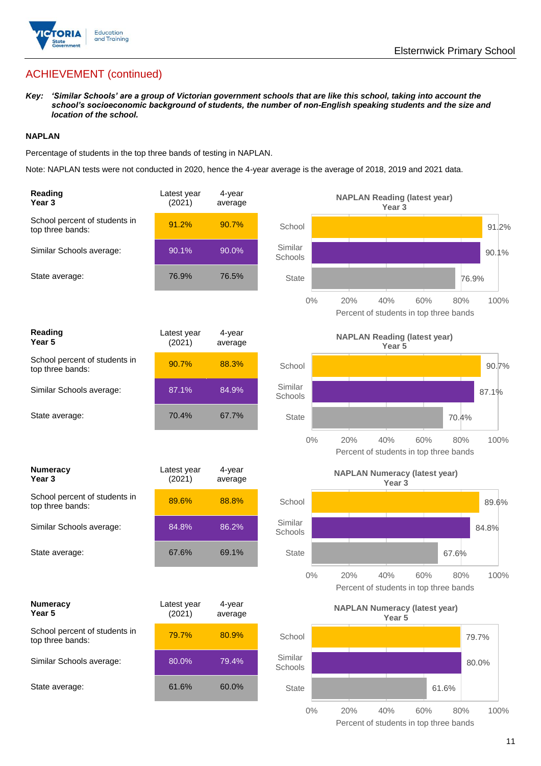## ACHIEVEMENT (continued)

***Key:*** ***'Similar Schools' are a group of Victorian government schools that are like this school, taking into account the school's socioeconomic background of students, the number of non-English speaking students and the size and location of the school.***

### NAPLAN

Percentage of students in the top three bands of testing in NAPLAN.

Note: NAPLAN tests were not conducted in 2020, hence the 4-year average is the average of 2018, 2019 and 2021 data.

| **Reading Year 3** | Latest year (2021) | 4-year average |
|---|---|---|
| School percent of students in top three bands: | 91.2% | 90.7% |
| Similar Schools average: | 90.1% | 90.0% |
| State average: | 76.9% | 76.5% |

**NAPLAN Reading (latest year) Year 3**

| | Percent of students in top three bands |
|---|---|
| School | 91.2% |
| Similar Schools | 90.1% |
| State | 76.9% |

| **Reading Year 5** | Latest year (2021) | 4-year average |
|---|---|---|
| School percent of students in top three bands: | 90.7% | 88.3% |
| Similar Schools average: | 87.1% | 84.9% |
| State average: | 70.4% | 67.7% |

**NAPLAN Reading (latest year) Year 5**

| | Percent of students in top three bands |
|---|---|
| School | 90.7% |
| Similar Schools | 87.1% |
| State | 70.4% |

| **Numeracy Year 3** | Latest year (2021) | 4-year average |
|---|---|---|
| School percent of students in top three bands: | 89.6% | 88.8% |
| Similar Schools average: | 84.8% | 86.2% |
| State average: | 67.6% | 69.1% |

**NAPLAN Numeracy (latest year) Year 3**

| | Percent of students in top three bands |
|---|---|
| School | 89.6% |
| Similar Schools | 84.8% |
| State | 67.6% |

| **Numeracy Year 5** | Latest year (2021) | 4-year average |
|---|---|---|
| School percent of students in top three bands: | 79.7% | 80.9% |
| Similar Schools average: | 80.0% | 79.4% |
| State average: | 61.6% | 60.0% |

**NAPLAN Numeracy (latest year) Year 5**

| | Percent of students in top three bands |
|---|---|
| School | 79.7% |
| Similar Schools | 80.0% |
| State | 61.6% |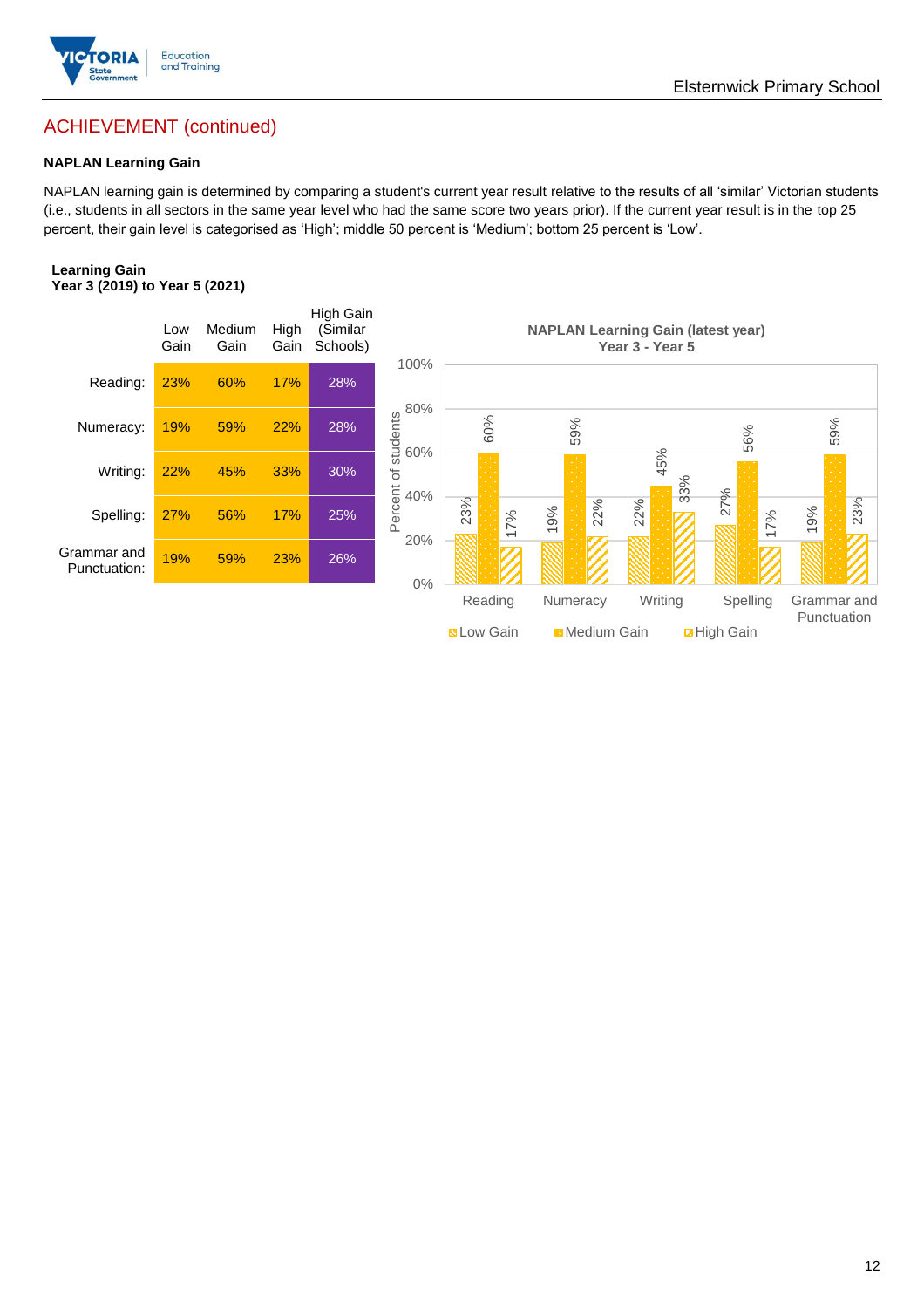## ACHIEVEMENT (continued)

### NAPLAN Learning Gain

NAPLAN learning gain is determined by comparing a student's current year result relative to the results of all 'similar' Victorian students (i.e., students in all sectors in the same year level who had the same score two years prior). If the current year result is in the top 25 percent, their gain level is categorised as 'High'; middle 50 percent is 'Medium'; bottom 25 percent is 'Low'.

**Learning Gain**
**Year 3 (2019) to Year 5 (2021)**

| | Low Gain | Medium Gain | High Gain | High Gain (Similar Schools) |
|---|---|---|---|---|
| Reading: | 23% | 60% | 17% | 28% |
| Numeracy: | 19% | 59% | 22% | 28% |
| Writing: | 22% | 45% | 33% | 30% |
| Spelling: | 27% | 56% | 17% | 25% |
| Grammar and Punctuation: | 19% | 59% | 23% | 26% |

**NAPLAN Learning Gain (latest year)**
**Year 3 - Year 5**

| | Low Gain | Medium Gain | High Gain |
|---|---|---|---|
| Reading | 23% | 60% | 17% |
| Numeracy | 19% | 59% | 22% |
| Writing | 22% | 45% | 33% |
| Spelling | 27% | 56% | 17% |
| Grammar and Punctuation | 19% | 59% | 23% |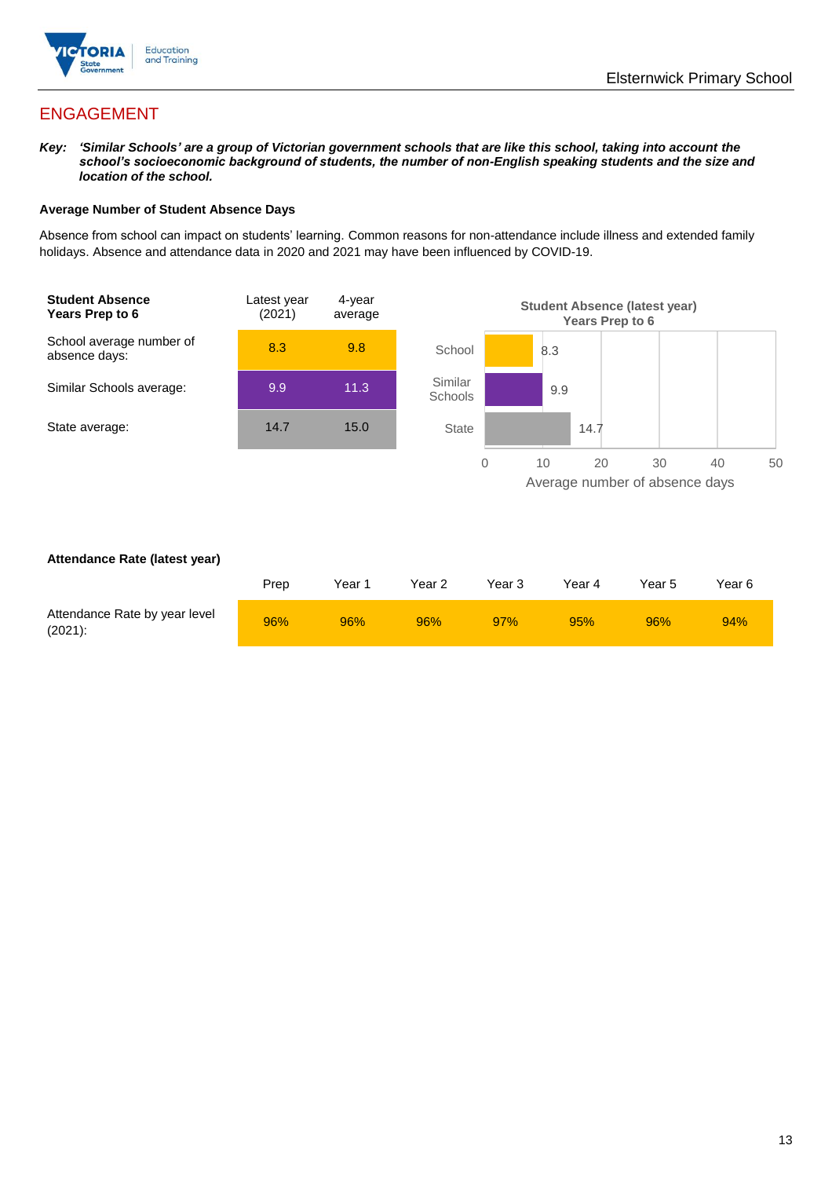## ENGAGEMENT

***Key:* *'Similar Schools' are a group of Victorian government schools that are like this school, taking into account the school's socioeconomic background of students, the number of non-English speaking students and the size and location of the school.***

**Average Number of Student Absence Days**

Absence from school can impact on students' learning. Common reasons for non-attendance include illness and extended family holidays. Absence and attendance data in 2020 and 2021 may have been influenced by COVID-19.

| **Student Absence Years Prep to 6** | Latest year (2021) | 4-year average |
|---|---|---|
| School average number of absence days: | 8.3 | 9.8 |
| Similar Schools average: | 9.9 | 11.3 |
| State average: | 14.7 | 15.0 |

**Student Absence (latest year) Years Prep to 6**

| | Average number of absence days |
|---|---|
| School | 8.3 |
| Similar Schools | 9.9 |
| State | 14.7 |

**Attendance Rate (latest year)**

| | Prep | Year 1 | Year 2 | Year 3 | Year 4 | Year 5 | Year 6 |
|---|---|---|---|---|---|---|---|
| Attendance Rate by year level (2021): | 96% | 96% | 96% | 97% | 95% | 96% | 94% |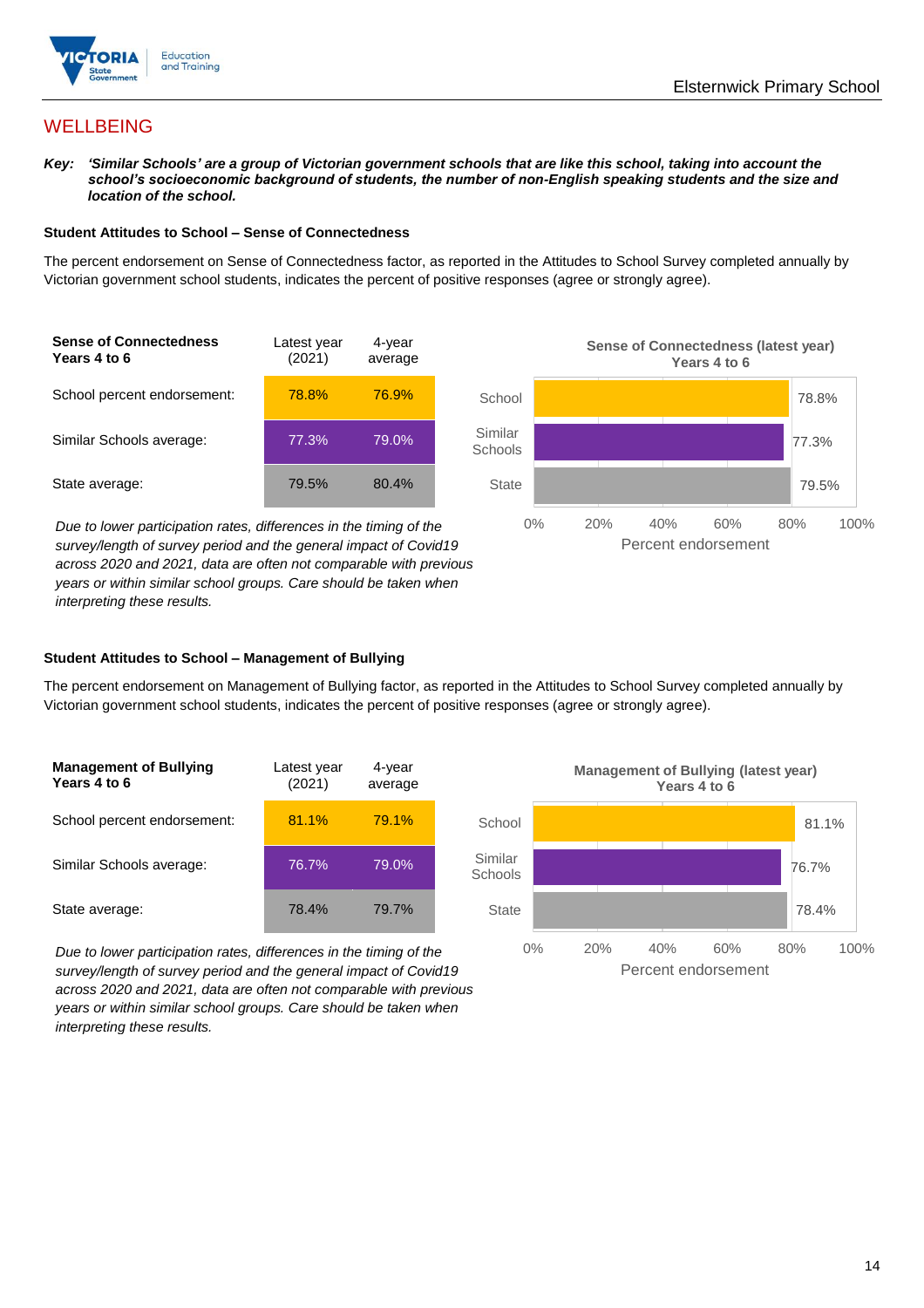## WELLBEING

***Key:*** ***'Similar Schools' are a group of Victorian government schools that are like this school, taking into account the school's socioeconomic background of students, the number of non-English speaking students and the size and location of the school.***

### Student Attitudes to School – Sense of Connectedness

The percent endorsement on Sense of Connectedness factor, as reported in the Attitudes to School Survey completed annually by Victorian government school students, indicates the percent of positive responses (agree or strongly agree).

| **Sense of Connectedness Years 4 to 6** | Latest year (2021) | 4-year average |
|---|---|---|
| School percent endorsement: | 78.8% | 76.9% |
| Similar Schools average: | 77.3% | 79.0% |
| State average: | 79.5% | 80.4% |

**Sense of Connectedness (latest year) Years 4 to 6**

| | Percent endorsement |
|---|---|
| School | 78.8% |
| Similar Schools | 77.3% |
| State | 79.5% |

*Due to lower participation rates, differences in the timing of the survey/length of survey period and the general impact of Covid19 across 2020 and 2021, data are often not comparable with previous years or within similar school groups. Care should be taken when interpreting these results.*

### Student Attitudes to School – Management of Bullying

The percent endorsement on Management of Bullying factor, as reported in the Attitudes to School Survey completed annually by Victorian government school students, indicates the percent of positive responses (agree or strongly agree).

| **Management of Bullying Years 4 to 6** | Latest year (2021) | 4-year average |
|---|---|---|
| School percent endorsement: | 81.1% | 79.1% |
| Similar Schools average: | 76.7% | 79.0% |
| State average: | 78.4% | 79.7% |

**Management of Bullying (latest year) Years 4 to 6**

| | Percent endorsement |
|---|---|
| School | 81.1% |
| Similar Schools | 76.7% |
| State | 78.4% |

*Due to lower participation rates, differences in the timing of the survey/length of survey period and the general impact of Covid19 across 2020 and 2021, data are often not comparable with previous years or within similar school groups. Care should be taken when interpreting these results.*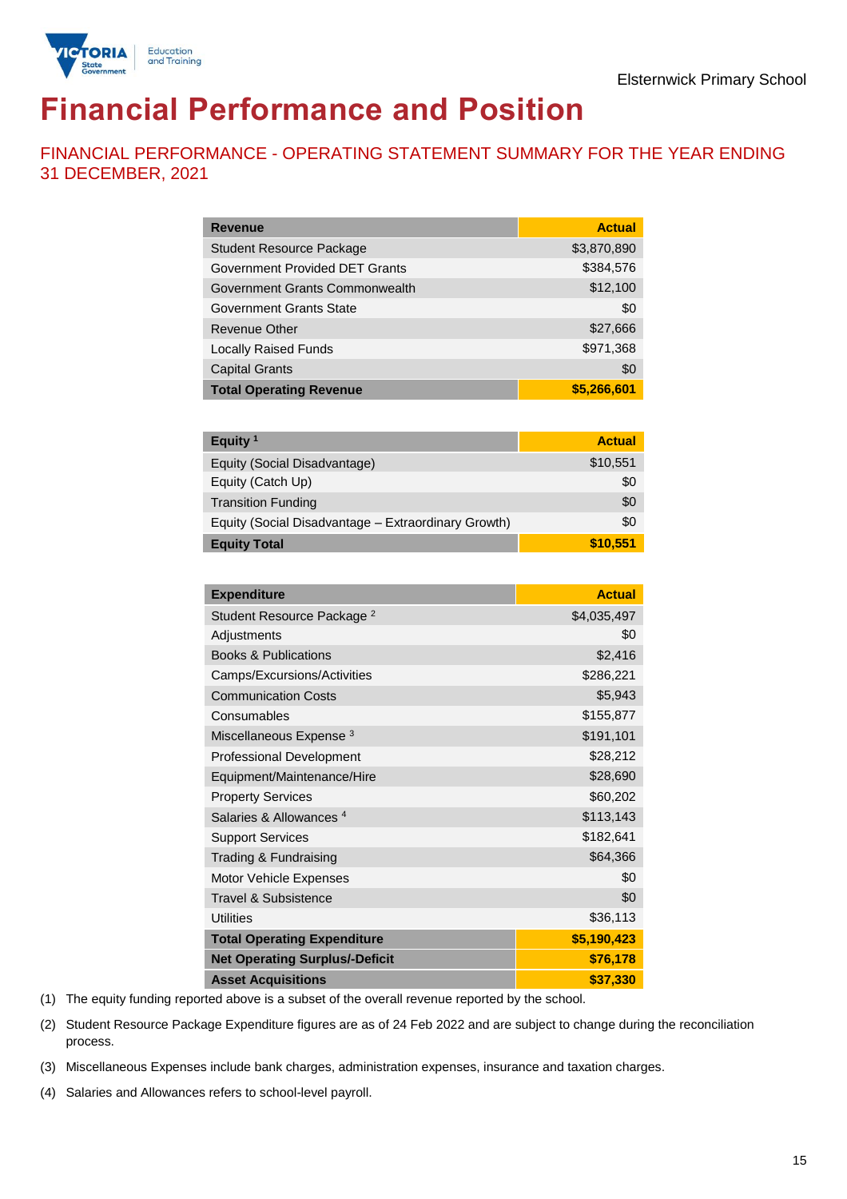Elsternwick Primary School

# Financial Performance and Position

## FINANCIAL PERFORMANCE - OPERATING STATEMENT SUMMARY FOR THE YEAR ENDING 31 DECEMBER, 2021

| Revenue | Actual |
|---|---|
| Student Resource Package | $3,870,890 |
| Government Provided DET Grants | $384,576 |
| Government Grants Commonwealth | $12,100 |
| Government Grants State | $0 |
| Revenue Other | $27,666 |
| Locally Raised Funds | $971,368 |
| Capital Grants | $0 |
| **Total Operating Revenue** | **$5,266,601** |

| Equity [1] | Actual |
|---|---|
| Equity (Social Disadvantage) | $10,551 |
| Equity (Catch Up) | $0 |
| Transition Funding | $0 |
| Equity (Social Disadvantage – Extraordinary Growth) | $0 |
| **Equity Total** | **$10,551** |

| Expenditure | Actual |
|---|---|
| Student Resource Package [2] | $4,035,497 |
| Adjustments | $0 |
| Books & Publications | $2,416 |
| Camps/Excursions/Activities | $286,221 |
| Communication Costs | $5,943 |
| Consumables | $155,877 |
| Miscellaneous Expense [3] | $191,101 |
| Professional Development | $28,212 |
| Equipment/Maintenance/Hire | $28,690 |
| Property Services | $60,202 |
| Salaries & Allowances [4] | $113,143 |
| Support Services | $182,641 |
| Trading & Fundraising | $64,366 |
| Motor Vehicle Expenses | $0 |
| Travel & Subsistence | $0 |
| Utilities | $36,113 |
| **Total Operating Expenditure** | **$5,190,423** |
| **Net Operating Surplus/-Deficit** | **$76,178** |
| **Asset Acquisitions** | **$37,330** |

(1) The equity funding reported above is a subset of the overall revenue reported by the school.

(2) Student Resource Package Expenditure figures are as of 24 Feb 2022 and are subject to change during the reconciliation process.

(3) Miscellaneous Expenses include bank charges, administration expenses, insurance and taxation charges.

(4) Salaries and Allowances refers to school-level payroll.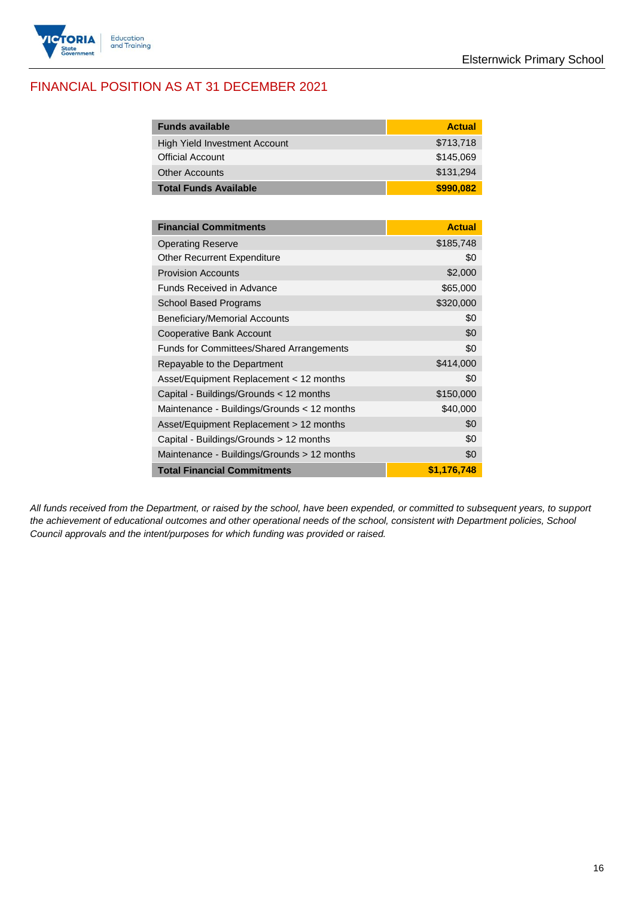## FINANCIAL POSITION AS AT 31 DECEMBER 2021

| Funds available | Actual |
|---|---|
| High Yield Investment Account | $713,718 |
| Official Account | $145,069 |
| Other Accounts | $131,294 |
| **Total Funds Available** | **$990,082** |

| Financial Commitments | Actual |
|---|---|
| Operating Reserve | $185,748 |
| Other Recurrent Expenditure | $0 |
| Provision Accounts | $2,000 |
| Funds Received in Advance | $65,000 |
| School Based Programs | $320,000 |
| Beneficiary/Memorial Accounts | $0 |
| Cooperative Bank Account | $0 |
| Funds for Committees/Shared Arrangements | $0 |
| Repayable to the Department | $414,000 |
| Asset/Equipment Replacement < 12 months | $0 |
| Capital - Buildings/Grounds < 12 months | $150,000 |
| Maintenance - Buildings/Grounds < 12 months | $40,000 |
| Asset/Equipment Replacement > 12 months | $0 |
| Capital - Buildings/Grounds > 12 months | $0 |
| Maintenance - Buildings/Grounds > 12 months | $0 |
| **Total Financial Commitments** | **$1,176,748** |

*All funds received from the Department, or raised by the school, have been expended, or committed to subsequent years, to support the achievement of educational outcomes and other operational needs of the school, consistent with Department policies, School Council approvals and the intent/purposes for which funding was provided or raised.*